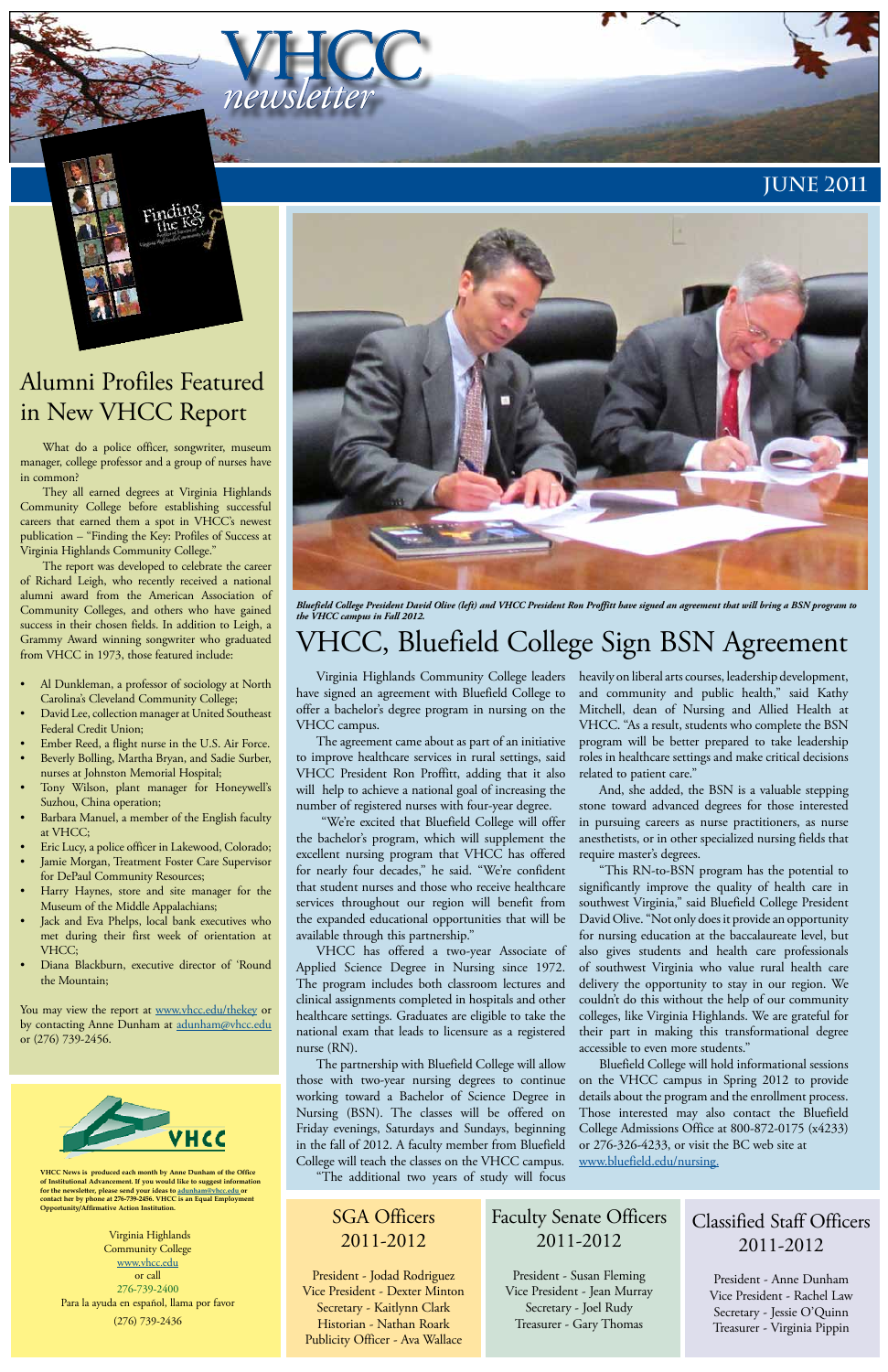# VHCC newsletter

## JUNE 2011

## Alumni Profiles Featured in New VHCC Report

What do a police officer, songwriter, museum manager, college professor and a group of nurses have in common?

They all earned degrees at Virginia Highlands Community College before establishing successful careers that earned them a spot in VHCC's newest publication – "Finding the Key: Profiles of Success at Virginia Highlands Community College."

The report was developed to celebrate the career of Richard Leigh, who recently received a national alumni award from the American Association of Community Colleges, and others who have gained success in their chosen fields. In addition to Leigh, a Grammy Award winning songwriter who graduated from VHCC in 1973, those featured include:

- Al Dunkleman, a professor of sociology at North Carolina's Cleveland Community College;
- David Lee, collection manager at United Southeast Federal Credit Union;
- Ember Reed, a flight nurse in the U.S. Air Force.
- Beverly Bolling, Martha Bryan, and Sadie Surber, nurses at Johnston Memorial Hospital;
- Tony Wilson, plant manager for Honeywell's Suzhou, China operation;
- Barbara Manuel, a member of the English faculty at VHCC;
- Eric Lucy, a police officer in Lakewood, Colorado;
- Jamie Morgan, Treatment Foster Care Supervisor for DePaul Community Resources;
- Harry Haynes, store and site manager for the Museum of the Middle Appalachians;
- Jack and Eva Phelps, local bank executives who met during their first week of orientation at VHCC;
- Diana Blackburn, executive director of 'Round the Mountain;

You may view the report at www.vhcc.edu/thekey or by contacting Anne Dunham at adunham@vhcc.edu or (276) 739-2456.

**VHCC News is produced each month by Anne Dunham of the Office of Institutional Advancement. If you would like to suggest information for the newsletter, please send your ideas to adunham@vhcc.edu or contact her by phone at 276-739-2456. VHCC is an Equal Employment Opportunity/Affirmative Action Institution.**

Virginia Highlands Community College
www.vhcc.edu
or call
276-739-2400
Para la ayuda en español, llama por favor
(276) 739-2436

***Bluefield College President David Olive (left) and VHCC President Ron Proffitt have signed an agreement that will bring a BSN program to the VHCC campus in Fall 2012.***

# VHCC, Bluefield College Sign BSN Agreement

Virginia Highlands Community College leaders have signed an agreement with Bluefield College to offer a bachelor's degree program in nursing on the VHCC campus.

The agreement came about as part of an initiative to improve healthcare services in rural settings, said VHCC President Ron Proffitt, adding that it also will help to achieve a national goal of increasing the number of registered nurses with four-year degree.

"We're excited that Bluefield College will offer the bachelor's program, which will supplement the excellent nursing program that VHCC has offered for nearly four decades," he said. "We're confident that student nurses and those who receive healthcare services throughout our region will benefit from the expanded educational opportunities that will be available through this partnership."

VHCC has offered a two-year Associate of Applied Science Degree in Nursing since 1972. The program includes both classroom lectures and clinical assignments completed in hospitals and other healthcare settings. Graduates are eligible to take the national exam that leads to licensure as a registered nurse (RN).

The partnership with Bluefield College will allow those with two-year nursing degrees to continue working toward a Bachelor of Science Degree in Nursing (BSN). The classes will be offered on Friday evenings, Saturdays and Sundays, beginning in the fall of 2012. A faculty member from Bluefield College will teach the classes on the VHCC campus.

"The additional two years of study will focus heavily on liberal arts courses, leadership development, and community and public health," said Kathy Mitchell, dean of Nursing and Allied Health at VHCC. "As a result, students who complete the BSN program will be better prepared to take leadership roles in healthcare settings and make critical decisions related to patient care."

And, she added, the BSN is a valuable stepping stone toward advanced degrees for those interested in pursuing careers as nurse practitioners, as nurse anesthetists, or in other specialized nursing fields that require master's degrees.

"This RN-to-BSN program has the potential to significantly improve the quality of health care in southwest Virginia," said Bluefield College President David Olive. "Not only does it provide an opportunity for nursing education at the baccalaureate level, but also gives students and health care professionals of southwest Virginia who value rural health care delivery the opportunity to stay in our region. We couldn't do this without the help of our community colleges, like Virginia Highlands. We are grateful for their part in making this transformational degree accessible to even more students."

Bluefield College will hold informational sessions on the VHCC campus in Spring 2012 to provide details about the program and the enrollment process. Those interested may also contact the Bluefield College Admissions Office at 800-872-0175 (x4233) or 276-326-4233, or visit the BC web site at www.bluefield.edu/nursing.

## SGA Officers 2011-2012

President - Jodad Rodriguez
Vice President - Dexter Minton
Secretary - Kaitlynn Clark
Historian - Nathan Roark
Publicity Officer - Ava Wallace

## Faculty Senate Officers 2011-2012

President - Susan Fleming
Vice President - Jean Murray
Secretary - Joel Rudy
Treasurer - Gary Thomas

## Classified Staff Officers 2011-2012

President - Anne Dunham
Vice President - Rachel Law
Secretary - Jessie O'Quinn
Treasurer - Virginia Pippin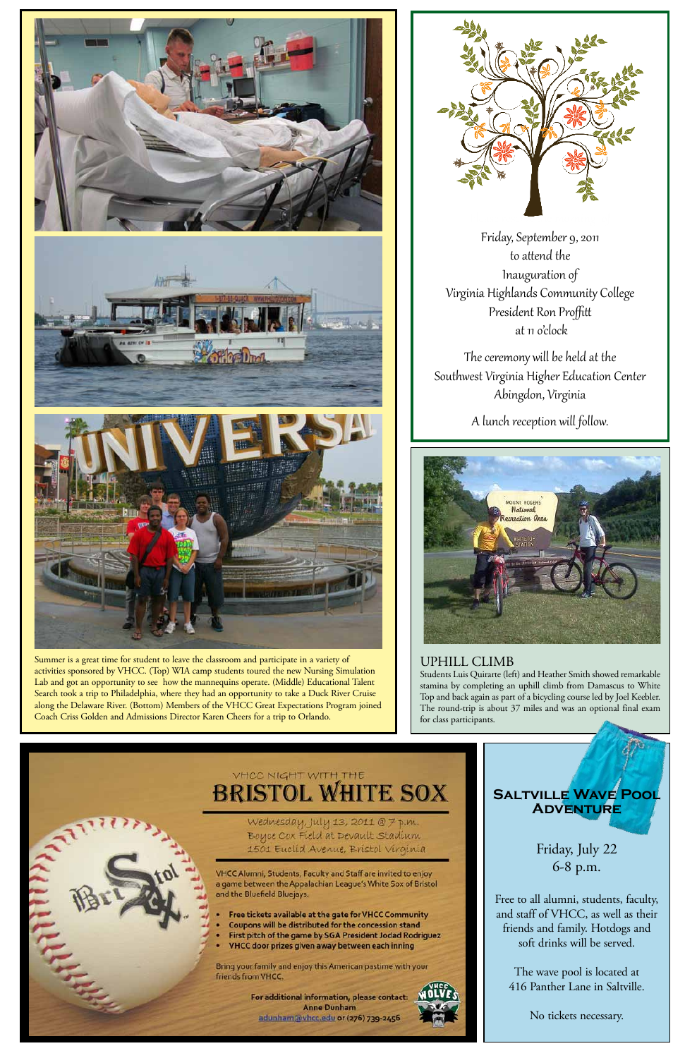Summer is a great time for student to leave the classroom and participate in a variety of activities sponsored by VHCC. (Top) WIA camp students toured the new Nursing Simulation Lab and got an opportunity to see how the mannequins operate. (Middle) Educational Talent Search took a trip to Philadelphia, where they had an opportunity to take a Duck River Cruise along the Delaware River. (Bottom) Members of the VHCC Great Expectations Program joined Coach Criss Golden and Admissions Director Karen Cheers for a trip to Orlando.

Friday, September 9, 2011
to attend the
Inauguration of
Virginia Highlands Community College
President Ron Proffitt
at 11 o'clock

The ceremony will be held at the
Southwest Virginia Higher Education Center
Abingdon, Virginia

A lunch reception will follow.

## UPHILL CLIMB

Students Luis Quirarte (left) and Heather Smith showed remarkable stamina by completing an uphill climb from Damascus to White Top and back again as part of a bicycling course led by Joel Keebler. The round-trip is about 37 miles and was an optional final exam for class participants.

## VHCC NIGHT WITH THE BRISTOL WHITE SOX

Wednesday, July 13, 2011 @ 7 p.m.
Boyce Cox Field at Devault Stadium
1501 Euclid Avenue, Bristol Virginia

VHCC Alumni, Students, Faculty and Staff are invited to enjoy a game between the Appalachian League's White Sox of Bristol and the Bluefield Bluejays.

- **Free tickets available at the gate for VHCC Community**
- **Coupons will be distributed for the concession stand**
- **First pitch of the game by SGA President Jodad Rodriguez**
- **VHCC door prizes given away between each inning**

Bring your family and enjoy this American pastime with your friends from VHCC.

**For additional information, please contact:**
**Anne Dunham**
adunham@vhcc.edu or (276) 739-2456

## Saltville Wave Pool Adventure

Friday, July 22
6-8 p.m.

Free to all alumni, students, faculty, and staff of VHCC, as well as their friends and family. Hotdogs and soft drinks will be served.

The wave pool is located at
416 Panther Lane in Saltville.

No tickets necessary.